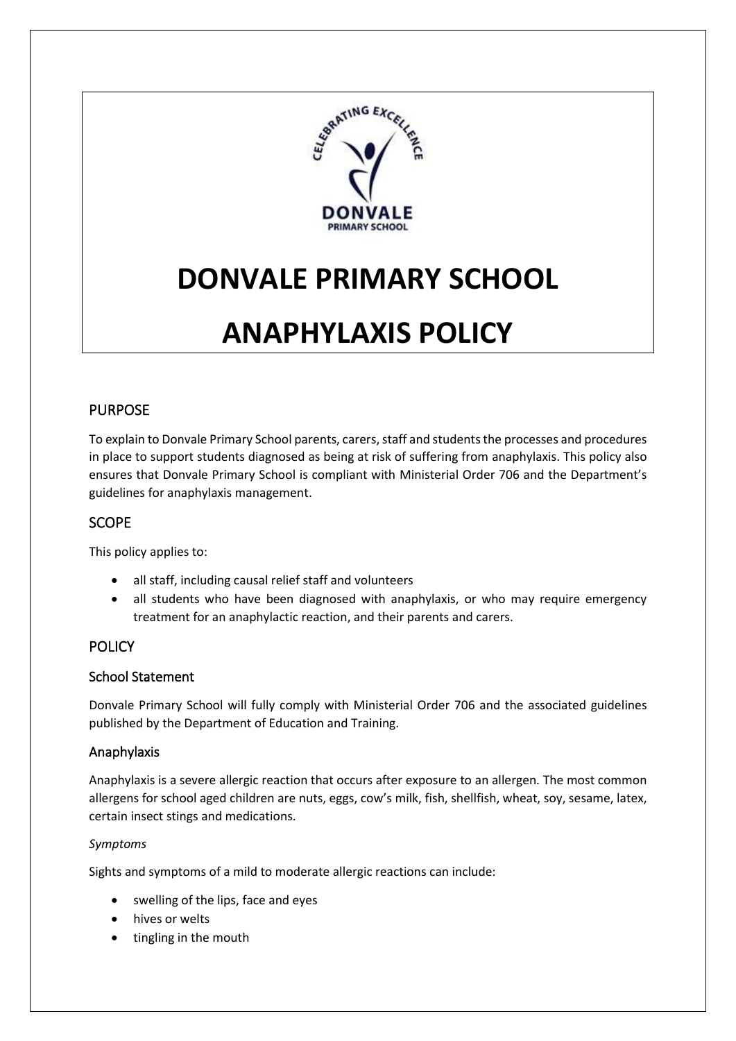# DONVALE PRIMARY SCHOOL

# ANAPHYLAXIS POLICY

## PURPOSE

To explain to Donvale Primary School parents, carers, staff and students the processes and procedures in place to support students diagnosed as being at risk of suffering from anaphylaxis. This policy also ensures that Donvale Primary School is compliant with Ministerial Order 706 and the Department's guidelines for anaphylaxis management.

## SCOPE

This policy applies to:

- all staff, including causal relief staff and volunteers
- all students who have been diagnosed with anaphylaxis, or who may require emergency treatment for an anaphylactic reaction, and their parents and carers.

## POLICY

### School Statement

Donvale Primary School will fully comply with Ministerial Order 706 and the associated guidelines published by the Department of Education and Training.

### Anaphylaxis

Anaphylaxis is a severe allergic reaction that occurs after exposure to an allergen. The most common allergens for school aged children are nuts, eggs, cow's milk, fish, shellfish, wheat, soy, sesame, latex, certain insect stings and medications.

*Symptoms*

Sights and symptoms of a mild to moderate allergic reactions can include:

- swelling of the lips, face and eyes
- hives or welts
- tingling in the mouth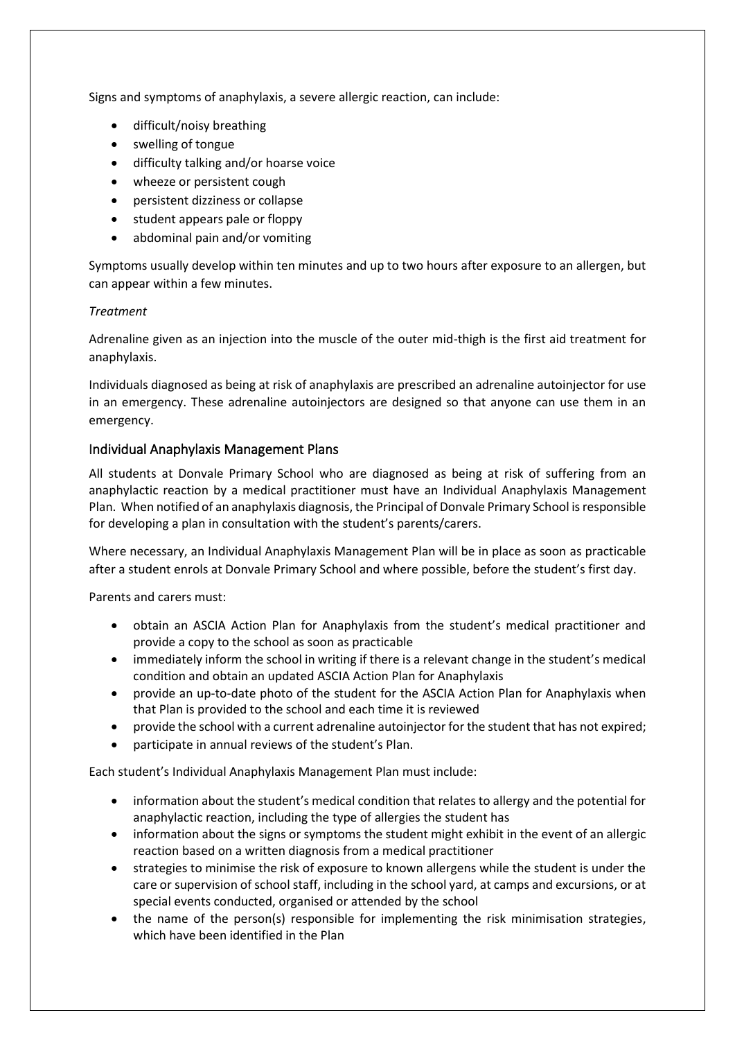Signs and symptoms of anaphylaxis, a severe allergic reaction, can include:

- difficult/noisy breathing
- swelling of tongue
- difficulty talking and/or hoarse voice
- wheeze or persistent cough
- persistent dizziness or collapse
- student appears pale or floppy
- abdominal pain and/or vomiting

Symptoms usually develop within ten minutes and up to two hours after exposure to an allergen, but can appear within a few minutes.

*Treatment*

Adrenaline given as an injection into the muscle of the outer mid-thigh is the first aid treatment for anaphylaxis.

Individuals diagnosed as being at risk of anaphylaxis are prescribed an adrenaline autoinjector for use in an emergency. These adrenaline autoinjectors are designed so that anyone can use them in an emergency.

### Individual Anaphylaxis Management Plans

All students at Donvale Primary School who are diagnosed as being at risk of suffering from an anaphylactic reaction by a medical practitioner must have an Individual Anaphylaxis Management Plan. When notified of an anaphylaxis diagnosis, the Principal of Donvale Primary School is responsible for developing a plan in consultation with the student's parents/carers.

Where necessary, an Individual Anaphylaxis Management Plan will be in place as soon as practicable after a student enrols at Donvale Primary School and where possible, before the student's first day.

Parents and carers must:

- obtain an ASCIA Action Plan for Anaphylaxis from the student's medical practitioner and provide a copy to the school as soon as practicable
- immediately inform the school in writing if there is a relevant change in the student's medical condition and obtain an updated ASCIA Action Plan for Anaphylaxis
- provide an up-to-date photo of the student for the ASCIA Action Plan for Anaphylaxis when that Plan is provided to the school and each time it is reviewed
- provide the school with a current adrenaline autoinjector for the student that has not expired;
- participate in annual reviews of the student's Plan.

Each student's Individual Anaphylaxis Management Plan must include:

- information about the student's medical condition that relates to allergy and the potential for anaphylactic reaction, including the type of allergies the student has
- information about the signs or symptoms the student might exhibit in the event of an allergic reaction based on a written diagnosis from a medical practitioner
- strategies to minimise the risk of exposure to known allergens while the student is under the care or supervision of school staff, including in the school yard, at camps and excursions, or at special events conducted, organised or attended by the school
- the name of the person(s) responsible for implementing the risk minimisation strategies, which have been identified in the Plan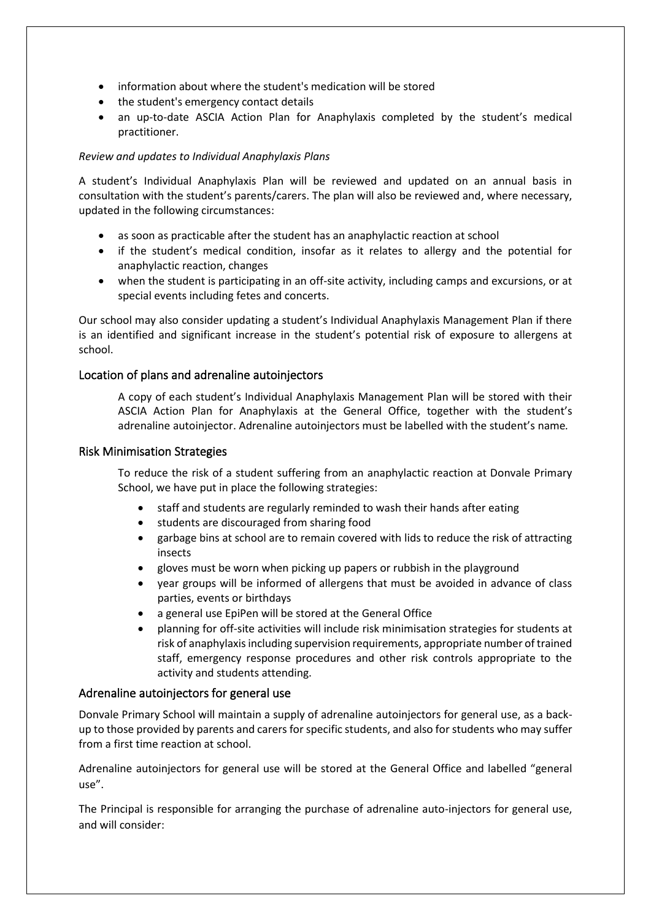- information about where the student's medication will be stored
- the student's emergency contact details
- an up-to-date ASCIA Action Plan for Anaphylaxis completed by the student's medical practitioner.

*Review and updates to Individual Anaphylaxis Plans*

A student's Individual Anaphylaxis Plan will be reviewed and updated on an annual basis in consultation with the student's parents/carers. The plan will also be reviewed and, where necessary, updated in the following circumstances:

- as soon as practicable after the student has an anaphylactic reaction at school
- if the student's medical condition, insofar as it relates to allergy and the potential for anaphylactic reaction, changes
- when the student is participating in an off-site activity, including camps and excursions, or at special events including fetes and concerts.

Our school may also consider updating a student's Individual Anaphylaxis Management Plan if there is an identified and significant increase in the student's potential risk of exposure to allergens at school.

## Location of plans and adrenaline autoinjectors

A copy of each student's Individual Anaphylaxis Management Plan will be stored with their ASCIA Action Plan for Anaphylaxis at the General Office, together with the student's adrenaline autoinjector. Adrenaline autoinjectors must be labelled with the student's name.

## Risk Minimisation Strategies

To reduce the risk of a student suffering from an anaphylactic reaction at Donvale Primary School, we have put in place the following strategies:

- staff and students are regularly reminded to wash their hands after eating
- students are discouraged from sharing food
- garbage bins at school are to remain covered with lids to reduce the risk of attracting insects
- gloves must be worn when picking up papers or rubbish in the playground
- year groups will be informed of allergens that must be avoided in advance of class parties, events or birthdays
- a general use EpiPen will be stored at the General Office
- planning for off-site activities will include risk minimisation strategies for students at risk of anaphylaxis including supervision requirements, appropriate number of trained staff, emergency response procedures and other risk controls appropriate to the activity and students attending.

## Adrenaline autoinjectors for general use

Donvale Primary School will maintain a supply of adrenaline autoinjectors for general use, as a back-up to those provided by parents and carers for specific students, and also for students who may suffer from a first time reaction at school.

Adrenaline autoinjectors for general use will be stored at the General Office and labelled "general use".

The Principal is responsible for arranging the purchase of adrenaline auto-injectors for general use, and will consider: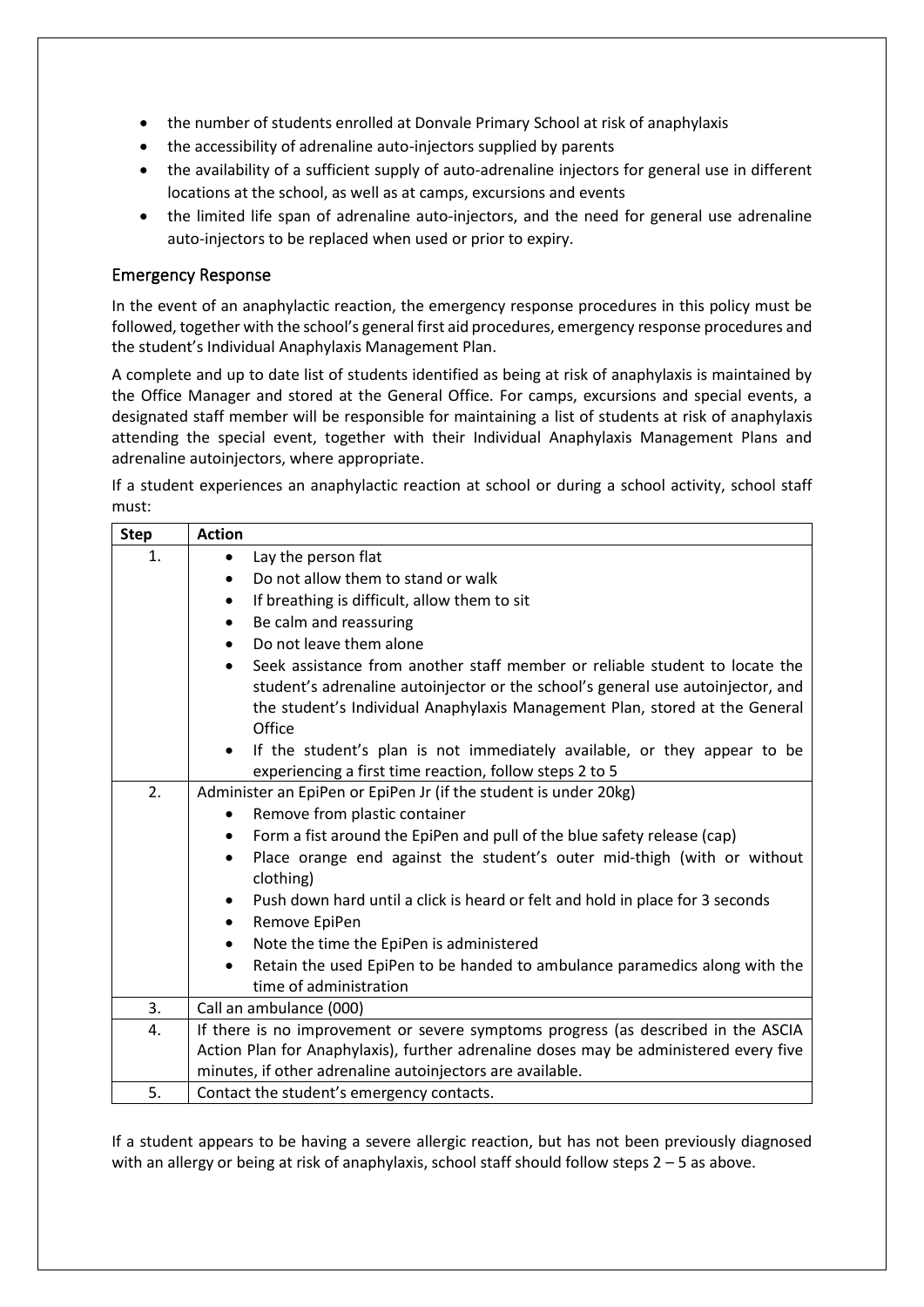- the number of students enrolled at Donvale Primary School at risk of anaphylaxis
- the accessibility of adrenaline auto-injectors supplied by parents
- the availability of a sufficient supply of auto-adrenaline injectors for general use in different locations at the school, as well as at camps, excursions and events
- the limited life span of adrenaline auto-injectors, and the need for general use adrenaline auto-injectors to be replaced when used or prior to expiry.

## Emergency Response

In the event of an anaphylactic reaction, the emergency response procedures in this policy must be followed, together with the school's general first aid procedures, emergency response procedures and the student's Individual Anaphylaxis Management Plan.

A complete and up to date list of students identified as being at risk of anaphylaxis is maintained by the Office Manager and stored at the General Office. For camps, excursions and special events, a designated staff member will be responsible for maintaining a list of students at risk of anaphylaxis attending the special event, together with their Individual Anaphylaxis Management Plans and adrenaline autoinjectors, where appropriate.

If a student experiences an anaphylactic reaction at school or during a school activity, school staff must:

| Step | Action |
|---|---|
| 1. | • Lay the person flat<br>• Do not allow them to stand or walk<br>• If breathing is difficult, allow them to sit<br>• Be calm and reassuring<br>• Do not leave them alone<br>• Seek assistance from another staff member or reliable student to locate the student's adrenaline autoinjector or the school's general use autoinjector, and the student's Individual Anaphylaxis Management Plan, stored at the General Office<br>• If the student's plan is not immediately available, or they appear to be experiencing a first time reaction, follow steps 2 to 5 |
| 2. | Administer an EpiPen or EpiPen Jr (if the student is under 20kg)<br>• Remove from plastic container<br>• Form a fist around the EpiPen and pull of the blue safety release (cap)<br>• Place orange end against the student's outer mid-thigh (with or without clothing)<br>• Push down hard until a click is heard or felt and hold in place for 3 seconds<br>• Remove EpiPen<br>• Note the time the EpiPen is administered<br>• Retain the used EpiPen to be handed to ambulance paramedics along with the time of administration |
| 3. | Call an ambulance (000) |
| 4. | If there is no improvement or severe symptoms progress (as described in the ASCIA Action Plan for Anaphylaxis), further adrenaline doses may be administered every five minutes, if other adrenaline autoinjectors are available. |
| 5. | Contact the student's emergency contacts. |

If a student appears to be having a severe allergic reaction, but has not been previously diagnosed with an allergy or being at risk of anaphylaxis, school staff should follow steps 2 – 5 as above.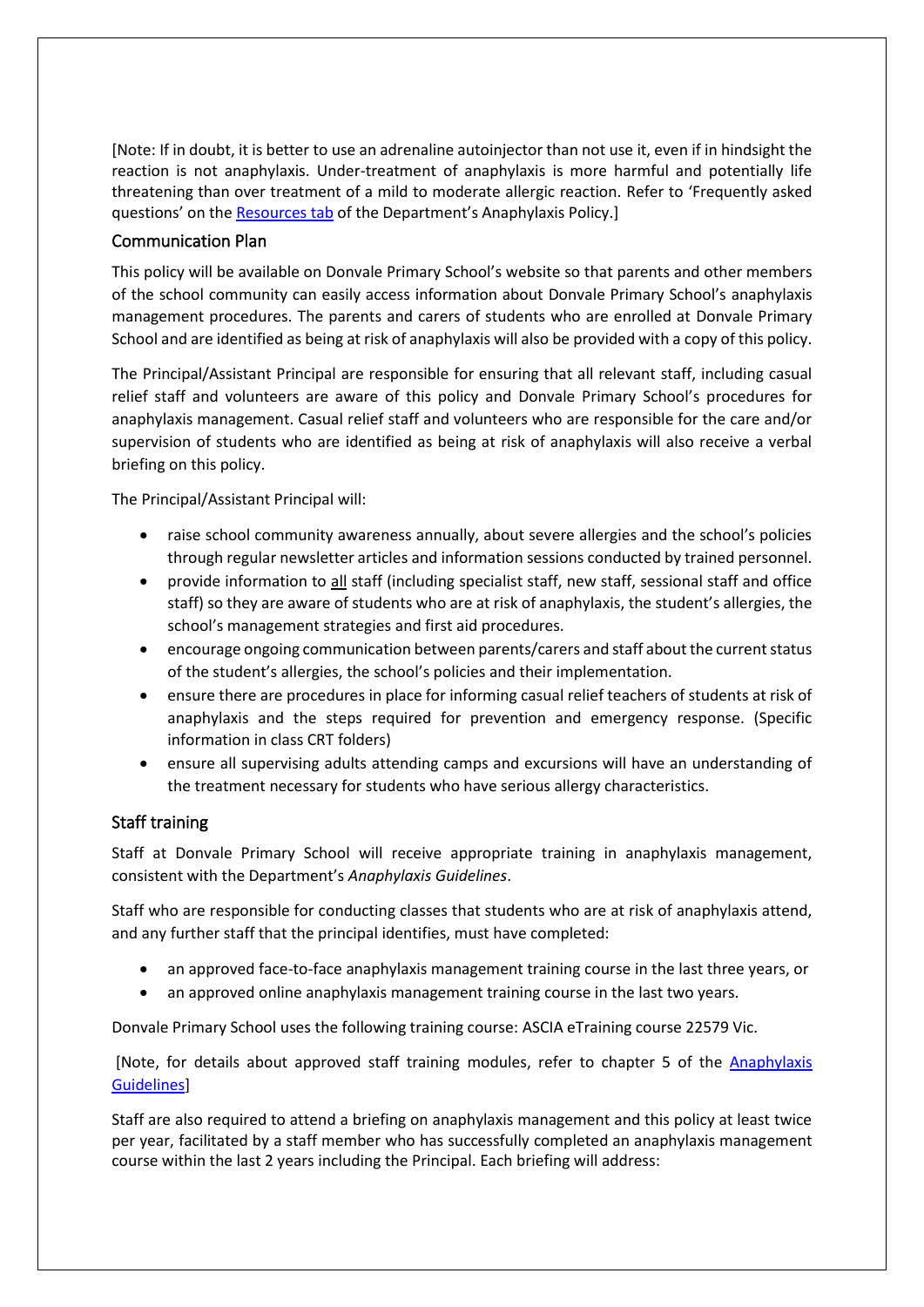[Note: If in doubt, it is better to use an adrenaline autoinjector than not use it, even if in hindsight the reaction is not anaphylaxis. Under-treatment of anaphylaxis is more harmful and potentially life threatening than over treatment of a mild to moderate allergic reaction. Refer to 'Frequently asked questions' on the Resources tab of the Department's Anaphylaxis Policy.]

## Communication Plan

This policy will be available on Donvale Primary School's website so that parents and other members of the school community can easily access information about Donvale Primary School's anaphylaxis management procedures. The parents and carers of students who are enrolled at Donvale Primary School and are identified as being at risk of anaphylaxis will also be provided with a copy of this policy.

The Principal/Assistant Principal are responsible for ensuring that all relevant staff, including casual relief staff and volunteers are aware of this policy and Donvale Primary School's procedures for anaphylaxis management. Casual relief staff and volunteers who are responsible for the care and/or supervision of students who are identified as being at risk of anaphylaxis will also receive a verbal briefing on this policy.

The Principal/Assistant Principal will:

- raise school community awareness annually, about severe allergies and the school's policies through regular newsletter articles and information sessions conducted by trained personnel.
- provide information to all staff (including specialist staff, new staff, sessional staff and office staff) so they are aware of students who are at risk of anaphylaxis, the student's allergies, the school's management strategies and first aid procedures.
- encourage ongoing communication between parents/carers and staff about the current status of the student's allergies, the school's policies and their implementation.
- ensure there are procedures in place for informing casual relief teachers of students at risk of anaphylaxis and the steps required for prevention and emergency response. (Specific information in class CRT folders)
- ensure all supervising adults attending camps and excursions will have an understanding of the treatment necessary for students who have serious allergy characteristics.

## Staff training

Staff at Donvale Primary School will receive appropriate training in anaphylaxis management, consistent with the Department's *Anaphylaxis Guidelines*.

Staff who are responsible for conducting classes that students who are at risk of anaphylaxis attend, and any further staff that the principal identifies, must have completed:

- an approved face-to-face anaphylaxis management training course in the last three years, or
- an approved online anaphylaxis management training course in the last two years.

Donvale Primary School uses the following training course: ASCIA eTraining course 22579 Vic.

[Note, for details about approved staff training modules, refer to chapter 5 of the Anaphylaxis Guidelines]

Staff are also required to attend a briefing on anaphylaxis management and this policy at least twice per year, facilitated by a staff member who has successfully completed an anaphylaxis management course within the last 2 years including the Principal. Each briefing will address: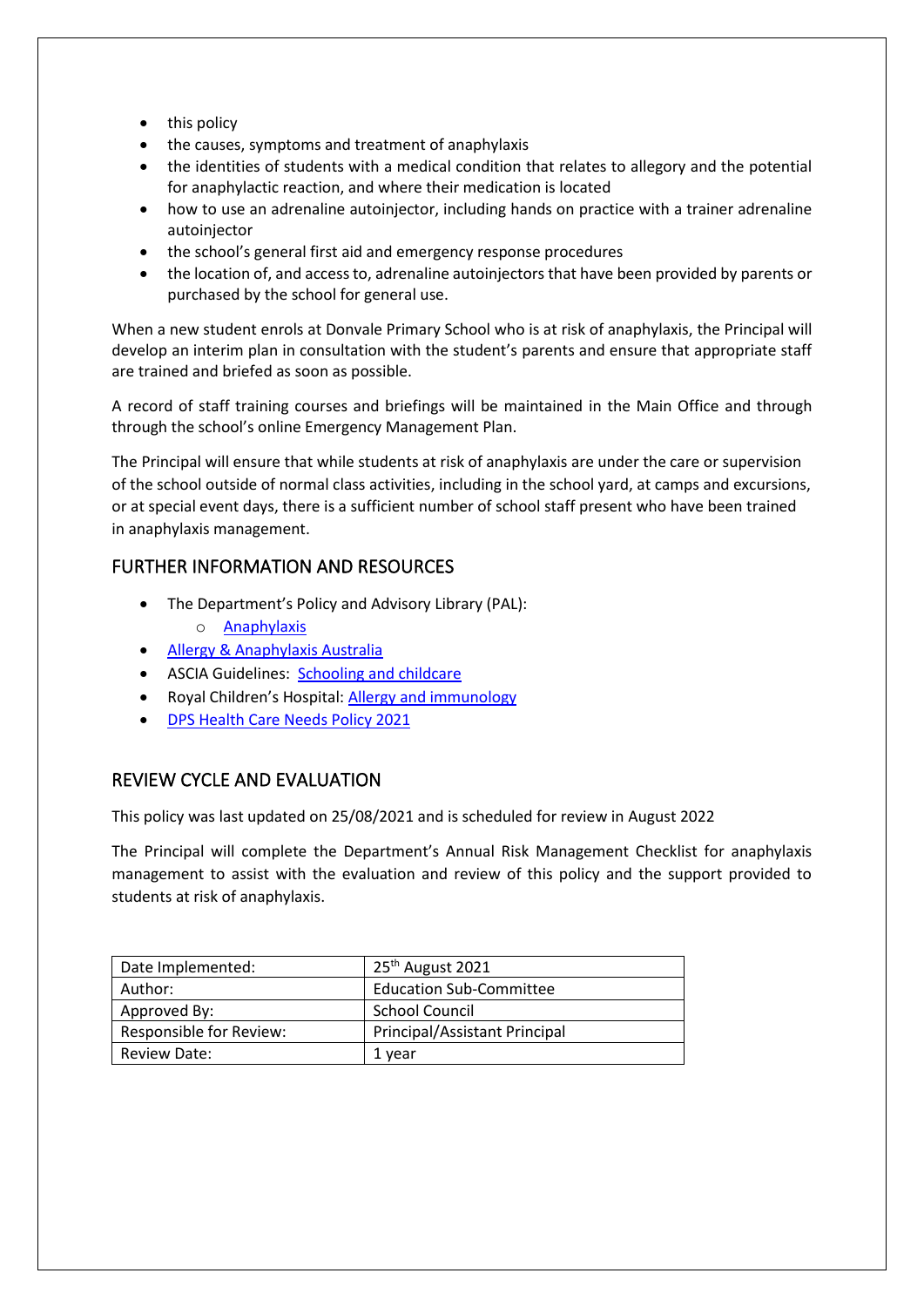- this policy
- the causes, symptoms and treatment of anaphylaxis
- the identities of students with a medical condition that relates to allegory and the potential for anaphylactic reaction, and where their medication is located
- how to use an adrenaline autoinjector, including hands on practice with a trainer adrenaline autoinjector
- the school's general first aid and emergency response procedures
- the location of, and access to, adrenaline autoinjectors that have been provided by parents or purchased by the school for general use.

When a new student enrols at Donvale Primary School who is at risk of anaphylaxis, the Principal will develop an interim plan in consultation with the student's parents and ensure that appropriate staff are trained and briefed as soon as possible.

A record of staff training courses and briefings will be maintained in the Main Office and through through the school's online Emergency Management Plan.

The Principal will ensure that while students at risk of anaphylaxis are under the care or supervision of the school outside of normal class activities, including in the school yard, at camps and excursions, or at special event days, there is a sufficient number of school staff present who have been trained in anaphylaxis management.

## FURTHER INFORMATION AND RESOURCES

- The Department's Policy and Advisory Library (PAL):
  - Anaphylaxis
- Allergy & Anaphylaxis Australia
- ASCIA Guidelines: Schooling and childcare
- Royal Children's Hospital: Allergy and immunology
- DPS Health Care Needs Policy 2021

## REVIEW CYCLE AND EVALUATION

This policy was last updated on 25/08/2021 and is scheduled for review in August 2022

The Principal will complete the Department's Annual Risk Management Checklist for anaphylaxis management to assist with the evaluation and review of this policy and the support provided to students at risk of anaphylaxis.

| Date Implemented: | 25th August 2021 |
|---|---|
| Author: | Education Sub-Committee |
| Approved By: | School Council |
| Responsible for Review: | Principal/Assistant Principal |
| Review Date: | 1 year |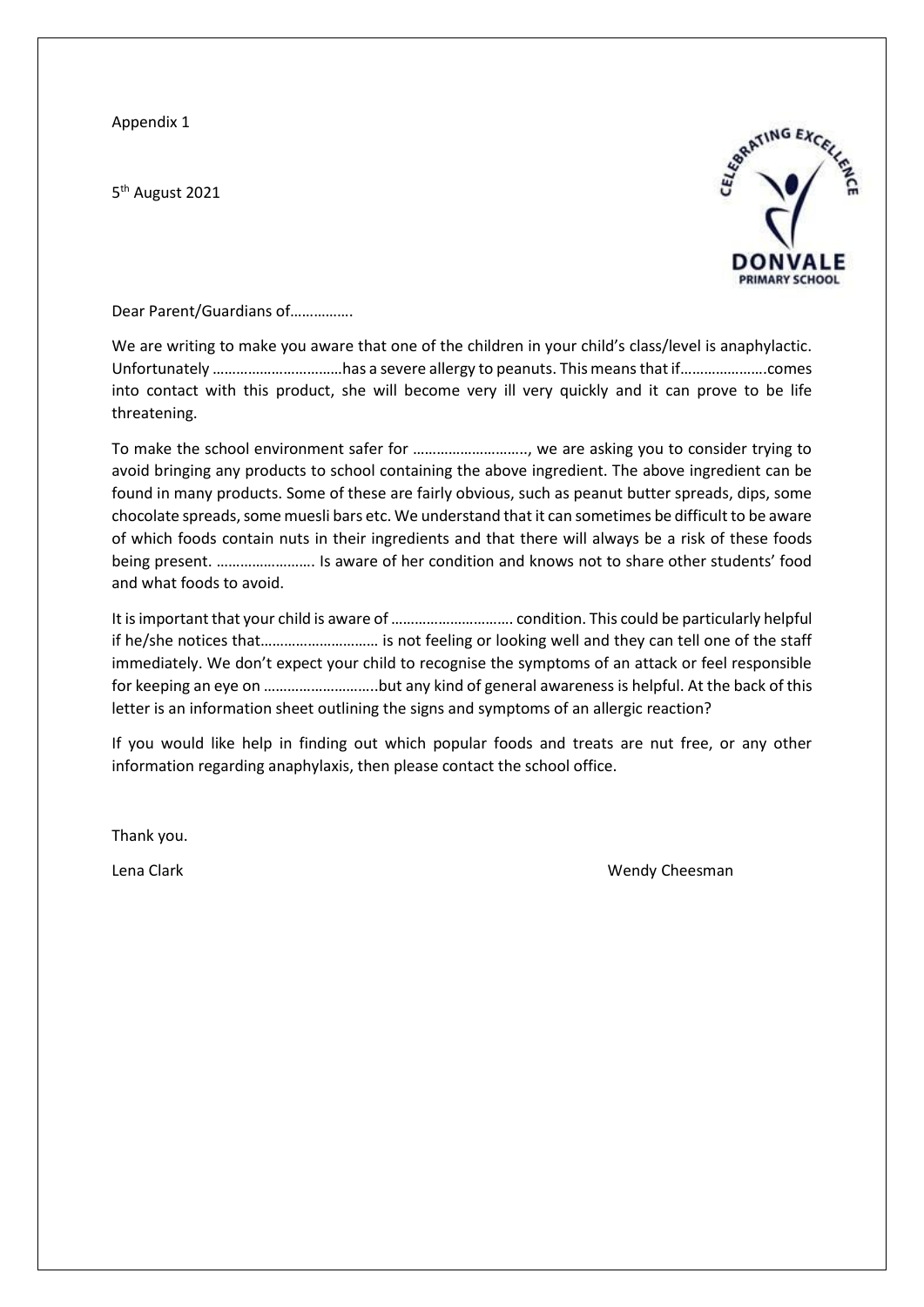Appendix 1

5th August 2021

Dear Parent/Guardians of…………….

We are writing to make you aware that one of the children in your child's class/level is anaphylactic. Unfortunately ……………………………has a severe allergy to peanuts. This means that if………………….comes into contact with this product, she will become very ill very quickly and it can prove to be life threatening.

To make the school environment safer for ……………………….., we are asking you to consider trying to avoid bringing any products to school containing the above ingredient. The above ingredient can be found in many products. Some of these are fairly obvious, such as peanut butter spreads, dips, some chocolate spreads, some muesli bars etc. We understand that it can sometimes be difficult to be aware of which foods contain nuts in their ingredients and that there will always be a risk of these foods being present. ……………………. Is aware of her condition and knows not to share other students' food and what foods to avoid.

It is important that your child is aware of ………………………… condition. This could be particularly helpful if he/she notices that……………………….. is not feeling or looking well and they can tell one of the staff immediately. We don't expect your child to recognise the symptoms of an attack or feel responsible for keeping an eye on ………………………..but any kind of general awareness is helpful. At the back of this letter is an information sheet outlining the signs and symptoms of an allergic reaction?

If you would like help in finding out which popular foods and treats are nut free, or any other information regarding anaphylaxis, then please contact the school office.

Thank you.

Lena Clark

Wendy Cheesman